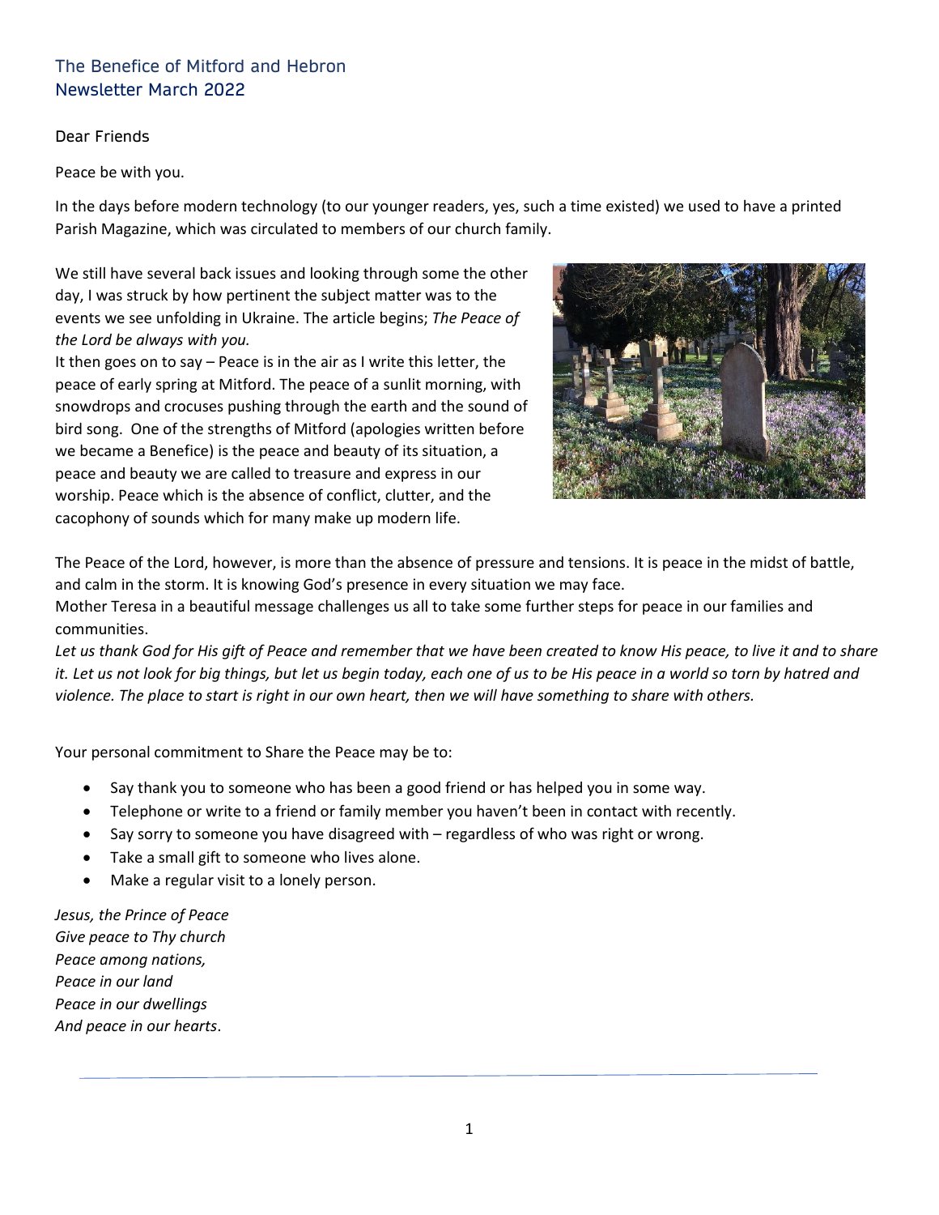# The Benefice of Mitford and Hebron
## Newsletter March 2022

Dear Friends

Peace be with you.

In the days before modern technology (to our younger readers, yes, such a time existed) we used to have a printed Parish Magazine, which was circulated to members of our church family.

We still have several back issues and looking through some the other day, I was struck by how pertinent the subject matter was to the events we see unfolding in Ukraine. The article begins; *The Peace of the Lord be always with you.*

It then goes on to say – Peace is in the air as I write this letter, the peace of early spring at Mitford. The peace of a sunlit morning, with snowdrops and crocuses pushing through the earth and the sound of bird song. One of the strengths of Mitford (apologies written before we became a Benefice) is the peace and beauty of its situation, a peace and beauty we are called to treasure and express in our worship. Peace which is the absence of conflict, clutter, and the cacophony of sounds which for many make up modern life.

The Peace of the Lord, however, is more than the absence of pressure and tensions. It is peace in the midst of battle, and calm in the storm. It is knowing God's presence in every situation we may face.

Mother Teresa in a beautiful message challenges us all to take some further steps for peace in our families and communities.

*Let us thank God for His gift of Peace and remember that we have been created to know His peace, to live it and to share it. Let us not look for big things, but let us begin today, each one of us to be His peace in a world so torn by hatred and violence. The place to start is right in our own heart, then we will have something to share with others.*

Your personal commitment to Share the Peace may be to:

- Say thank you to someone who has been a good friend or has helped you in some way.
- Telephone or write to a friend or family member you haven't been in contact with recently.
- Say sorry to someone you have disagreed with – regardless of who was right or wrong.
- Take a small gift to someone who lives alone.
- Make a regular visit to a lonely person.

*Jesus, the Prince of Peace*
*Give peace to Thy church*
*Peace among nations,*
*Peace in our land*
*Peace in our dwellings*
*And peace in our hearts*.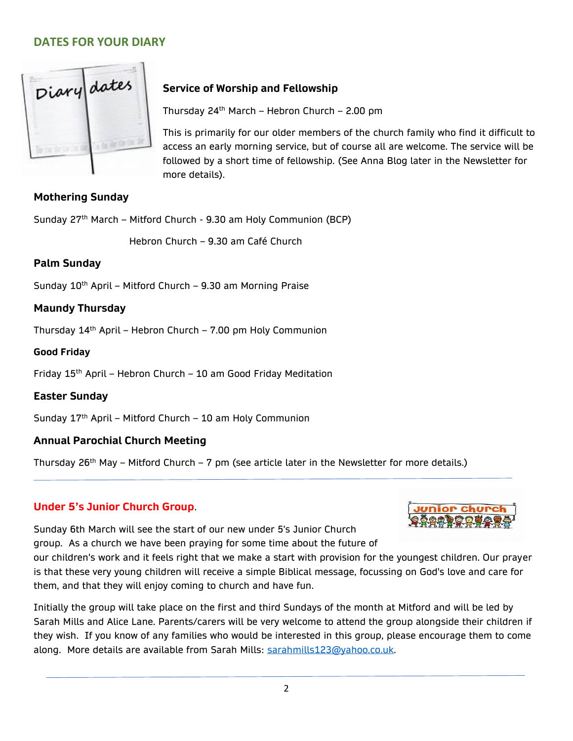## DATES FOR YOUR DIARY

### Service of Worship and Fellowship

Thursday 24th March – Hebron Church – 2.00 pm

This is primarily for our older members of the church family who find it difficult to access an early morning service, but of course all are welcome. The service will be followed by a short time of fellowship. (See Anna Blog later in the Newsletter for more details).

### Mothering Sunday

Sunday 27th March – Mitford Church - 9.30 am Holy Communion (BCP)

Hebron Church – 9.30 am Café Church

### Palm Sunday

Sunday 10th April – Mitford Church – 9.30 am Morning Praise

### Maundy Thursday

Thursday 14th April – Hebron Church – 7.00 pm Holy Communion

### Good Friday

Friday 15th April – Hebron Church – 10 am Good Friday Meditation

### Easter Sunday

Sunday 17th April – Mitford Church – 10 am Holy Communion

### Annual Parochial Church Meeting

Thursday 26th May – Mitford Church – 7 pm (see article later in the Newsletter for more details.)

---

## Under 5's Junior Church Group.

Sunday 6th March will see the start of our new under 5's Junior Church group. As a church we have been praying for some time about the future of our children's work and it feels right that we make a start with provision for the youngest children. Our prayer is that these very young children will receive a simple Biblical message, focussing on God's love and care for them, and that they will enjoy coming to church and have fun.

Initially the group will take place on the first and third Sundays of the month at Mitford and will be led by Sarah Mills and Alice Lane. Parents/carers will be very welcome to attend the group alongside their children if they wish. If you know of any families who would be interested in this group, please encourage them to come along. More details are available from Sarah Mills: sarahmills123@yahoo.co.uk.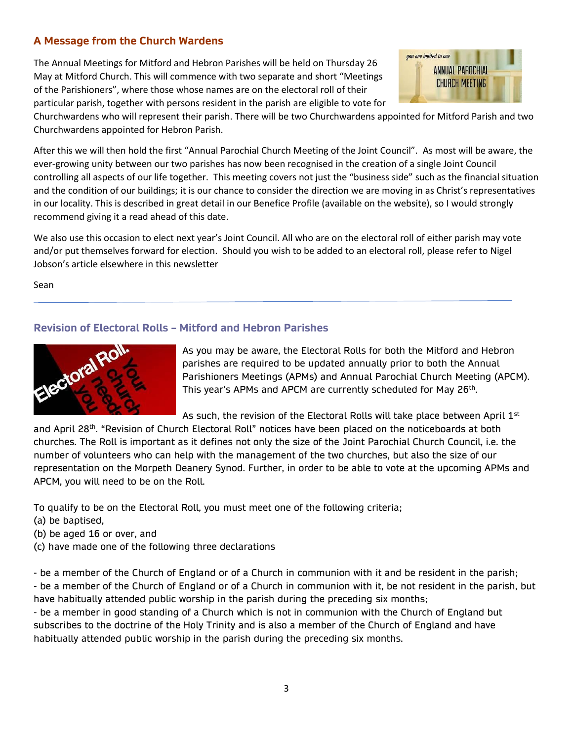## A Message from the Church Wardens

The Annual Meetings for Mitford and Hebron Parishes will be held on Thursday 26 May at Mitford Church. This will commence with two separate and short "Meetings of the Parishioners", where those whose names are on the electoral roll of their particular parish, together with persons resident in the parish are eligible to vote for Churchwardens who will represent their parish. There will be two Churchwardens appointed for Mitford Parish and two Churchwardens appointed for Hebron Parish.

After this we will then hold the first "Annual Parochial Church Meeting of the Joint Council". As most will be aware, the ever-growing unity between our two parishes has now been recognised in the creation of a single Joint Council controlling all aspects of our life together. This meeting covers not just the "business side" such as the financial situation and the condition of our buildings; it is our chance to consider the direction we are moving in as Christ's representatives in our locality. This is described in great detail in our Benefice Profile (available on the website), so I would strongly recommend giving it a read ahead of this date.

We also use this occasion to elect next year's Joint Council. All who are on the electoral roll of either parish may vote and/or put themselves forward for election. Should you wish to be added to an electoral roll, please refer to Nigel Jobson's article elsewhere in this newsletter

Sean

---

## Revision of Electoral Rolls – Mitford and Hebron Parishes

As you may be aware, the Electoral Rolls for both the Mitford and Hebron parishes are required to be updated annually prior to both the Annual Parishioners Meetings (APMs) and Annual Parochial Church Meeting (APCM). This year's APMs and APCM are currently scheduled for May 26th.

As such, the revision of the Electoral Rolls will take place between April 1st and April 28th. "Revision of Church Electoral Roll" notices have been placed on the noticeboards at both churches. The Roll is important as it defines not only the size of the Joint Parochial Church Council, i.e. the number of volunteers who can help with the management of the two churches, but also the size of our representation on the Morpeth Deanery Synod. Further, in order to be able to vote at the upcoming APMs and APCM, you will need to be on the Roll.

To qualify to be on the Electoral Roll, you must meet one of the following criteria;
(a) be baptised,
(b) be aged 16 or over, and
(c) have made one of the following three declarations

- be a member of the Church of England or of a Church in communion with it and be resident in the parish;
- be a member of the Church of England or of a Church in communion with it, be not resident in the parish, but have habitually attended public worship in the parish during the preceding six months;
- be a member in good standing of a Church which is not in communion with the Church of England but subscribes to the doctrine of the Holy Trinity and is also a member of the Church of England and have habitually attended public worship in the parish during the preceding six months.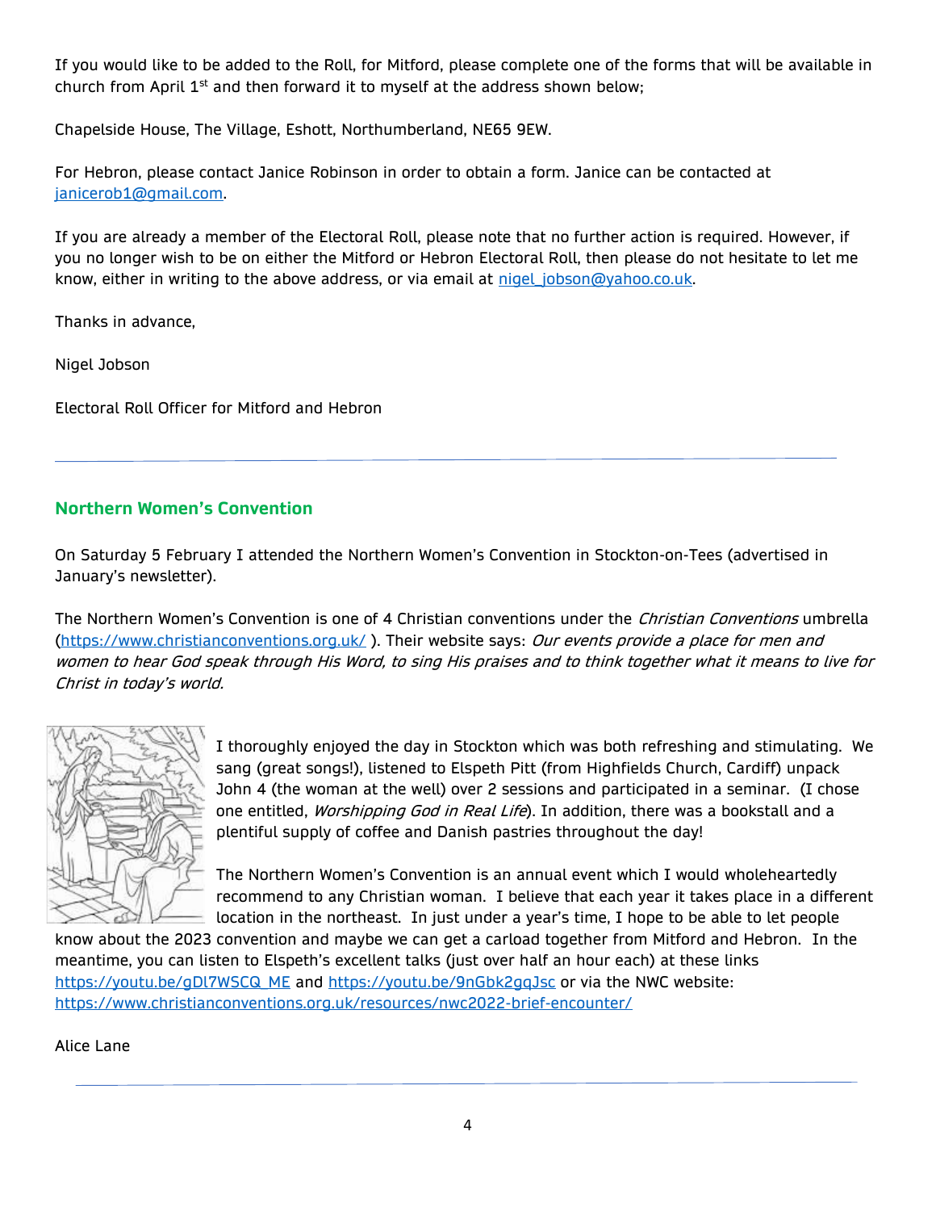If you would like to be added to the Roll, for Mitford, please complete one of the forms that will be available in church from April 1st and then forward it to myself at the address shown below;

Chapelside House, The Village, Eshott, Northumberland, NE65 9EW.

For Hebron, please contact Janice Robinson in order to obtain a form. Janice can be contacted at janicerob1@gmail.com.

If you are already a member of the Electoral Roll, please note that no further action is required. However, if you no longer wish to be on either the Mitford or Hebron Electoral Roll, then please do not hesitate to let me know, either in writing to the above address, or via email at nigel_jobson@yahoo.co.uk.

Thanks in advance,

Nigel Jobson

Electoral Roll Officer for Mitford and Hebron

---

## Northern Women's Convention

On Saturday 5 February I attended the Northern Women's Convention in Stockton-on-Tees (advertised in January's newsletter).

The Northern Women's Convention is one of 4 Christian conventions under the *Christian Conventions* umbrella (https://www.christianconventions.org.uk/ ). Their website says: *Our events provide a place for men and women to hear God speak through His Word, to sing His praises and to think together what it means to live for Christ in today's world.*

I thoroughly enjoyed the day in Stockton which was both refreshing and stimulating. We sang (great songs!), listened to Elspeth Pitt (from Highfields Church, Cardiff) unpack John 4 (the woman at the well) over 2 sessions and participated in a seminar. (I chose one entitled, *Worshipping God in Real Life*). In addition, there was a bookstall and a plentiful supply of coffee and Danish pastries throughout the day!

The Northern Women's Convention is an annual event which I would wholeheartedly recommend to any Christian woman. I believe that each year it takes place in a different location in the northeast. In just under a year's time, I hope to be able to let people know about the 2023 convention and maybe we can get a carload together from Mitford and Hebron. In the meantime, you can listen to Elspeth's excellent talks (just over half an hour each) at these links https://youtu.be/gDl7WSCQ_ME and https://youtu.be/9nGbk2gqJsc or via the NWC website: https://www.christianconventions.org.uk/resources/nwc2022-brief-encounter/

Alice Lane

---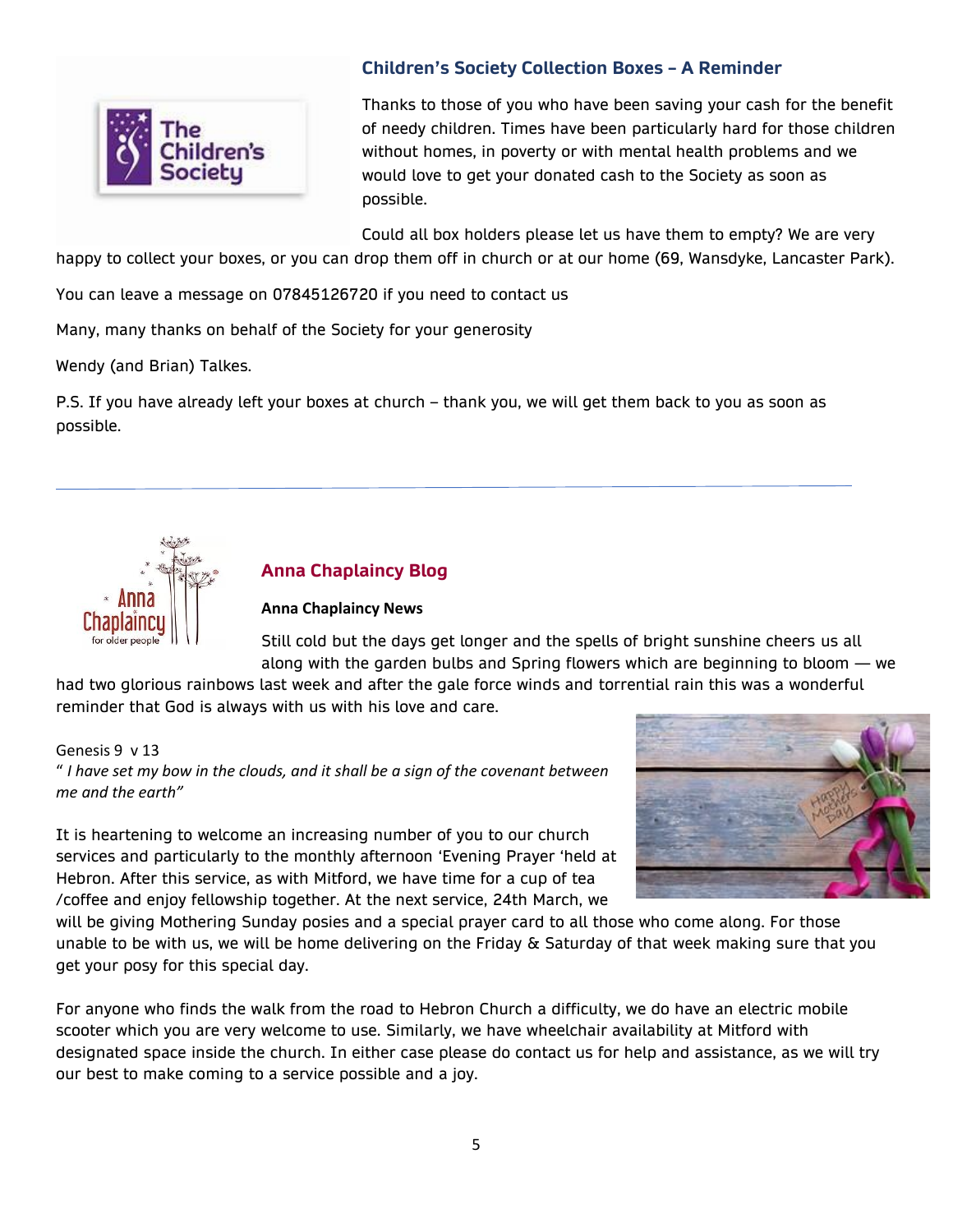## Children's Society Collection Boxes – A Reminder

Thanks to those of you who have been saving your cash for the benefit of needy children. Times have been particularly hard for those children without homes, in poverty or with mental health problems and we would love to get your donated cash to the Society as soon as possible.

Could all box holders please let us have them to empty? We are very happy to collect your boxes, or you can drop them off in church or at our home (69, Wansdyke, Lancaster Park).

You can leave a message on 07845126720 if you need to contact us

Many, many thanks on behalf of the Society for your generosity

Wendy (and Brian) Talkes.

P.S. If you have already left your boxes at church – thank you, we will get them back to you as soon as possible.

---

## Anna Chaplaincy Blog

**Anna Chaplaincy News**

Still cold but the days get longer and the spells of bright sunshine cheers us all along with the garden bulbs and Spring flowers which are beginning to bloom — we had two glorious rainbows last week and after the gale force winds and torrential rain this was a wonderful reminder that God is always with us with his love and care.

Genesis 9 v 13
*" I have set my bow in the clouds, and it shall be a sign of the covenant between me and the earth"*

It is heartening to welcome an increasing number of you to our church services and particularly to the monthly afternoon 'Evening Prayer 'held at Hebron. After this service, as with Mitford, we have time for a cup of tea /coffee and enjoy fellowship together. At the next service, 24th March, we will be giving Mothering Sunday posies and a special prayer card to all those who come along. For those unable to be with us, we will be home delivering on the Friday & Saturday of that week making sure that you get your posy for this special day.

For anyone who finds the walk from the road to Hebron Church a difficulty, we do have an electric mobile scooter which you are very welcome to use. Similarly, we have wheelchair availability at Mitford with designated space inside the church. In either case please do contact us for help and assistance, as we will try our best to make coming to a service possible and a joy.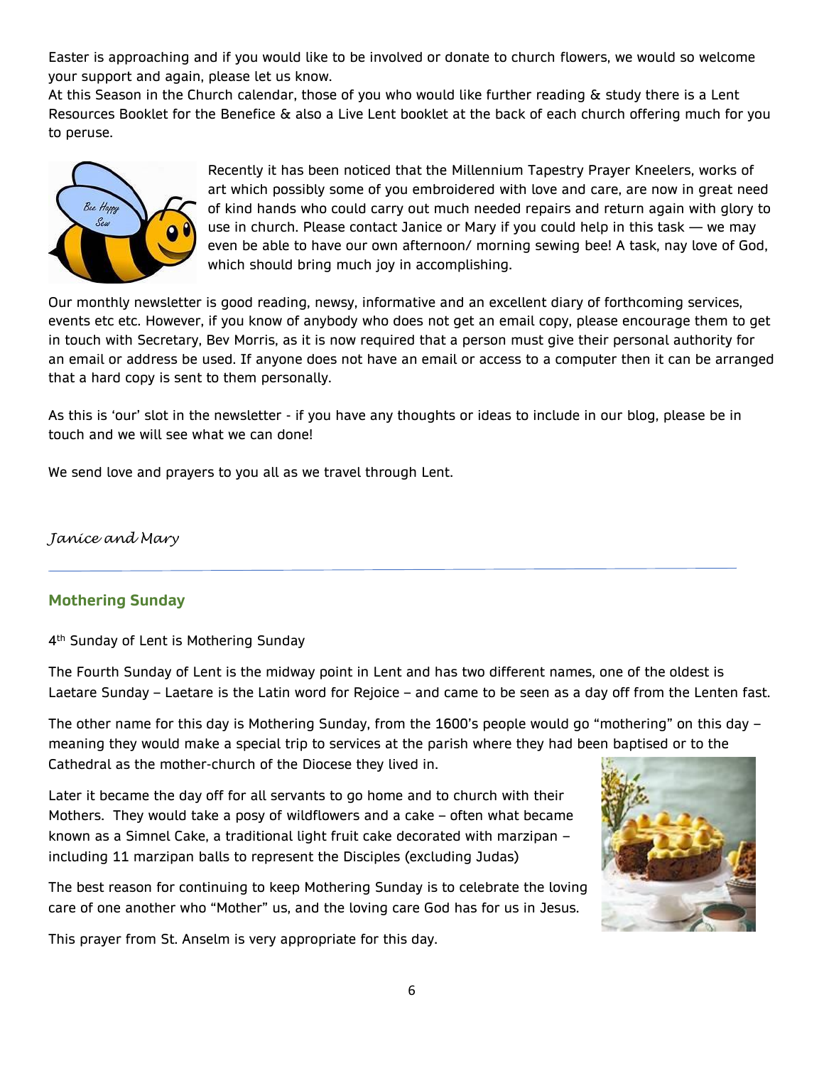Easter is approaching and if you would like to be involved or donate to church flowers, we would so welcome your support and again, please let us know.

At this Season in the Church calendar, those of you who would like further reading & study there is a Lent Resources Booklet for the Benefice & also a Live Lent booklet at the back of each church offering much for you to peruse.

Recently it has been noticed that the Millennium Tapestry Prayer Kneelers, works of art which possibly some of you embroidered with love and care, are now in great need of kind hands who could carry out much needed repairs and return again with glory to use in church. Please contact Janice or Mary if you could help in this task — we may even be able to have our own afternoon/ morning sewing bee! A task, nay love of God, which should bring much joy in accomplishing.

Our monthly newsletter is good reading, newsy, informative and an excellent diary of forthcoming services, events etc etc. However, if you know of anybody who does not get an email copy, please encourage them to get in touch with Secretary, Bev Morris, as it is now required that a person must give their personal authority for an email or address be used. If anyone does not have an email or access to a computer then it can be arranged that a hard copy is sent to them personally.

As this is 'our' slot in the newsletter - if you have any thoughts or ideas to include in our blog, please be in touch and we will see what we can done!

We send love and prayers to you all as we travel through Lent.

*Janice and Mary*

---

## Mothering Sunday

4th Sunday of Lent is Mothering Sunday

The Fourth Sunday of Lent is the midway point in Lent and has two different names, one of the oldest is Laetare Sunday – Laetare is the Latin word for Rejoice – and came to be seen as a day off from the Lenten fast.

The other name for this day is Mothering Sunday, from the 1600's people would go "mothering" on this day – meaning they would make a special trip to services at the parish where they had been baptised or to the Cathedral as the mother-church of the Diocese they lived in.

Later it became the day off for all servants to go home and to church with their Mothers. They would take a posy of wildflowers and a cake – often what became known as a Simnel Cake, a traditional light fruit cake decorated with marzipan – including 11 marzipan balls to represent the Disciples (excluding Judas)

The best reason for continuing to keep Mothering Sunday is to celebrate the loving care of one another who "Mother" us, and the loving care God has for us in Jesus.

This prayer from St. Anselm is very appropriate for this day.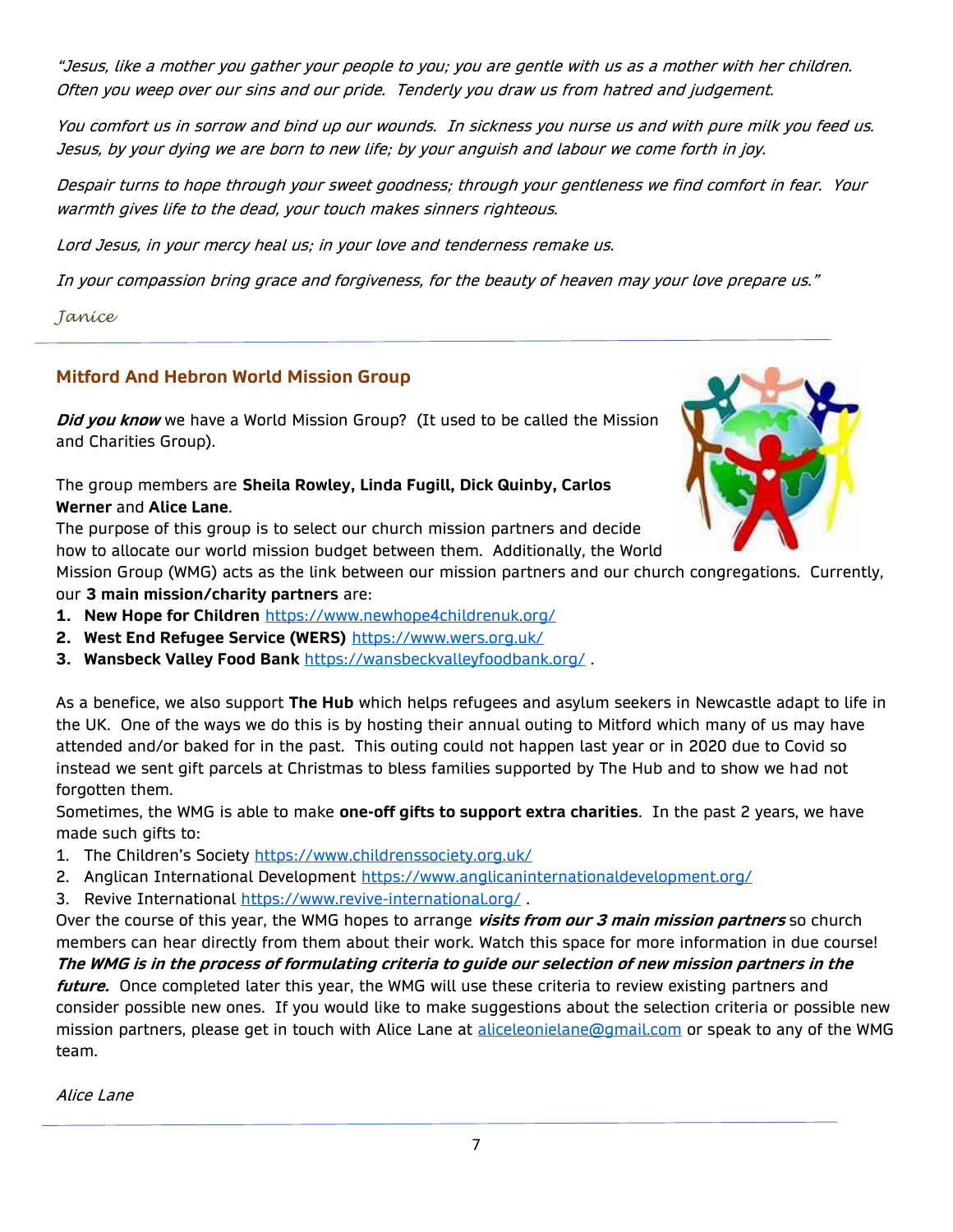*"Jesus, like a mother you gather your people to you; you are gentle with us as a mother with her children. Often you weep over our sins and our pride. Tenderly you draw us from hatred and judgement.*

*You comfort us in sorrow and bind up our wounds. In sickness you nurse us and with pure milk you feed us. Jesus, by your dying we are born to new life; by your anguish and labour we come forth in joy.*

*Despair turns to hope through your sweet goodness; through your gentleness we find comfort in fear. Your warmth gives life to the dead, your touch makes sinners righteous.*

*Lord Jesus, in your mercy heal us; in your love and tenderness remake us.*

*In your compassion bring grace and forgiveness, for the beauty of heaven may your love prepare us."*

*Janice*

---

## Mitford And Hebron World Mission Group

***Did you know*** we have a World Mission Group? (It used to be called the Mission and Charities Group).

The group members are **Sheila Rowley, Linda Fugill, Dick Quinby, Carlos Werner** and **Alice Lane**.

The purpose of this group is to select our church mission partners and decide how to allocate our world mission budget between them. Additionally, the World Mission Group (WMG) acts as the link between our mission partners and our church congregations. Currently, our **3 main mission/charity partners** are:

1. **New Hope for Children** https://www.newhope4childrenuk.org/
2. **West End Refugee Service (WERS)** https://www.wers.org.uk/
3. **Wansbeck Valley Food Bank** https://wansbeckvalleyfoodbank.org/ .

As a benefice, we also support **The Hub** which helps refugees and asylum seekers in Newcastle adapt to life in the UK. One of the ways we do this is by hosting their annual outing to Mitford which many of us may have attended and/or baked for in the past. This outing could not happen last year or in 2020 due to Covid so instead we sent gift parcels at Christmas to bless families supported by The Hub and to show we had not forgotten them.

Sometimes, the WMG is able to make **one-off gifts to support extra charities**. In the past 2 years, we have made such gifts to:

1. The Children's Society https://www.childrenssociety.org.uk/
2. Anglican International Development https://www.anglicaninternationaldevelopment.org/
3. Revive International https://www.revive-international.org/ .

Over the course of this year, the WMG hopes to arrange ***visits from our 3 main mission partners*** so church members can hear directly from them about their work. Watch this space for more information in due course!

***The WMG is in the process of formulating criteria to guide our selection of new mission partners in the future.*** Once completed later this year, the WMG will use these criteria to review existing partners and consider possible new ones. If you would like to make suggestions about the selection criteria or possible new mission partners, please get in touch with Alice Lane at aliceleonielane@gmail.com or speak to any of the WMG team.

*Alice Lane*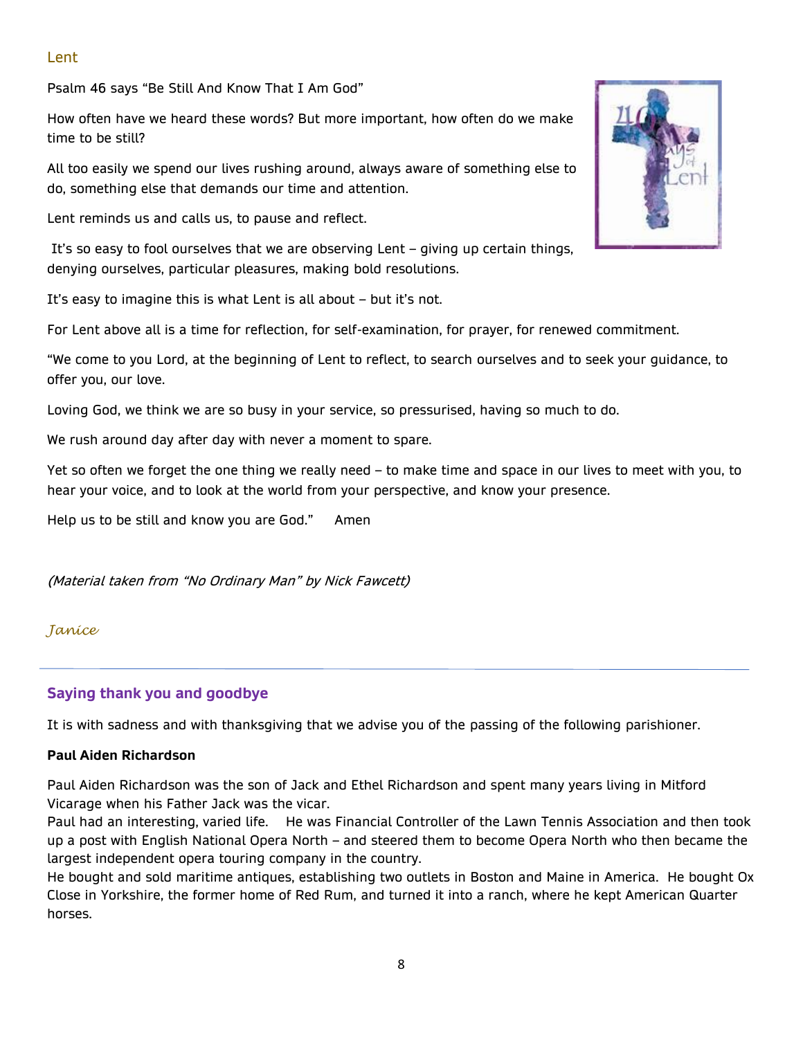## Lent

Psalm 46 says "Be Still And Know That I Am God"

How often have we heard these words? But more important, how often do we make time to be still?

All too easily we spend our lives rushing around, always aware of something else to do, something else that demands our time and attention.

Lent reminds us and calls us, to pause and reflect.

It's so easy to fool ourselves that we are observing Lent – giving up certain things, denying ourselves, particular pleasures, making bold resolutions.

It's easy to imagine this is what Lent is all about – but it's not.

For Lent above all is a time for reflection, for self-examination, for prayer, for renewed commitment.

"We come to you Lord, at the beginning of Lent to reflect, to search ourselves and to seek your guidance, to offer you, our love.

Loving God, we think we are so busy in your service, so pressurised, having so much to do.

We rush around day after day with never a moment to spare.

Yet so often we forget the one thing we really need – to make time and space in our lives to meet with you, to hear your voice, and to look at the world from your perspective, and know your presence.

Help us to be still and know you are God." Amen

*(Material taken from "No Ordinary Man" by Nick Fawcett)*

*Janice*

---

## Saying thank you and goodbye

It is with sadness and with thanksgiving that we advise you of the passing of the following parishioner.

**Paul Aiden Richardson**

Paul Aiden Richardson was the son of Jack and Ethel Richardson and spent many years living in Mitford Vicarage when his Father Jack was the vicar.

Paul had an interesting, varied life. He was Financial Controller of the Lawn Tennis Association and then took up a post with English National Opera North – and steered them to become Opera North who then became the largest independent opera touring company in the country.

He bought and sold maritime antiques, establishing two outlets in Boston and Maine in America. He bought Ox Close in Yorkshire, the former home of Red Rum, and turned it into a ranch, where he kept American Quarter horses.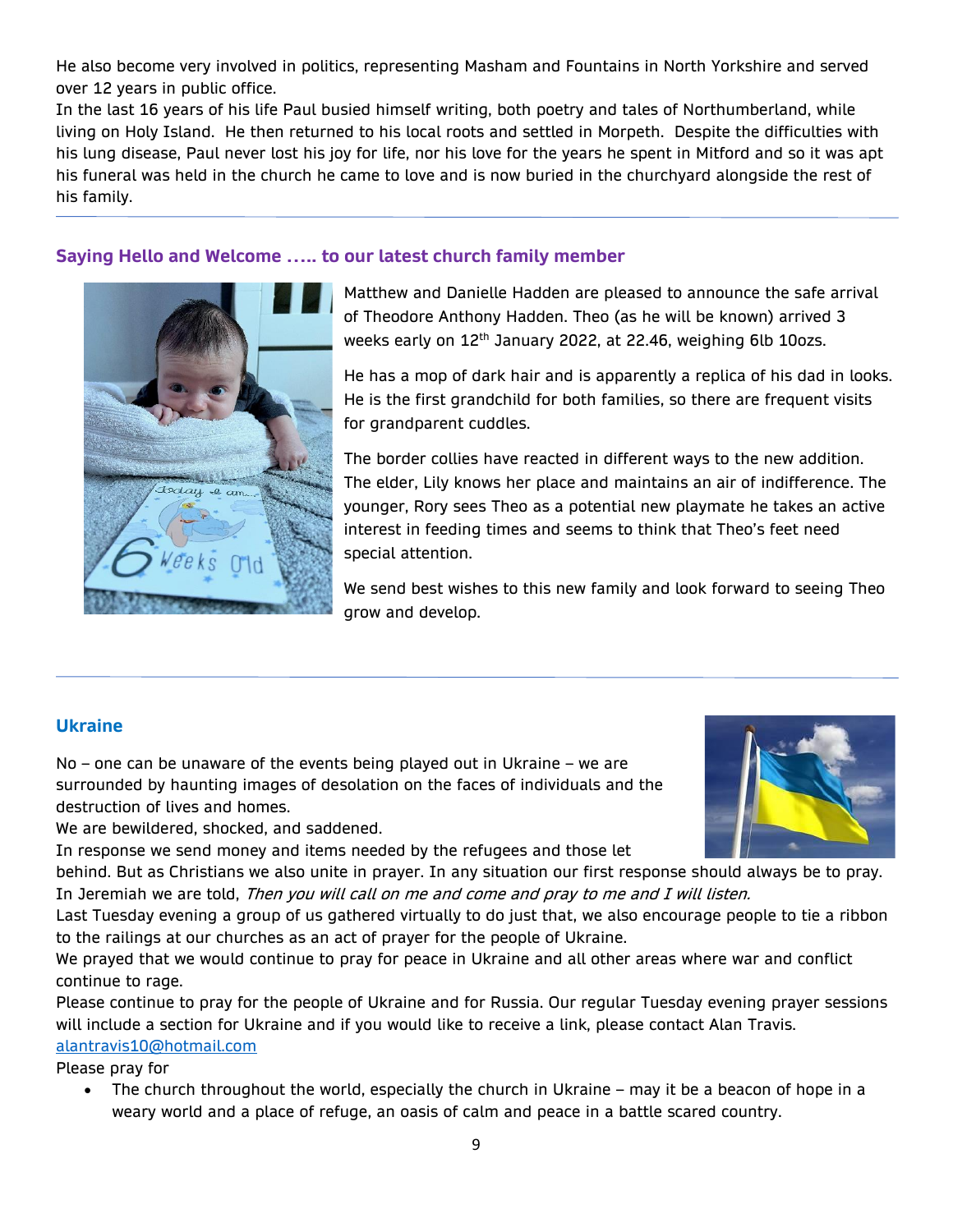He also become very involved in politics, representing Masham and Fountains in North Yorkshire and served over 12 years in public office.
In the last 16 years of his life Paul busied himself writing, both poetry and tales of Northumberland, while living on Holy Island. He then returned to his local roots and settled in Morpeth. Despite the difficulties with his lung disease, Paul never lost his joy for life, nor his love for the years he spent in Mitford and so it was apt his funeral was held in the church he came to love and is now buried in the churchyard alongside the rest of his family.

---

## Saying Hello and Welcome ….. to our latest church family member

Matthew and Danielle Hadden are pleased to announce the safe arrival of Theodore Anthony Hadden. Theo (as he will be known) arrived 3 weeks early on 12th January 2022, at 22.46, weighing 6lb 10ozs.

He has a mop of dark hair and is apparently a replica of his dad in looks. He is the first grandchild for both families, so there are frequent visits for grandparent cuddles.

The border collies have reacted in different ways to the new addition. The elder, Lily knows her place and maintains an air of indifference. The younger, Rory sees Theo as a potential new playmate he takes an active interest in feeding times and seems to think that Theo's feet need special attention.

We send best wishes to this new family and look forward to seeing Theo grow and develop.

---

## Ukraine

No – one can be unaware of the events being played out in Ukraine – we are surrounded by haunting images of desolation on the faces of individuals and the destruction of lives and homes.
We are bewildered, shocked, and saddened.
In response we send money and items needed by the refugees and those let behind. But as Christians we also unite in prayer. In any situation our first response should always be to pray.
In Jeremiah we are told, *Then you will call on me and come and pray to me and I will listen.*
Last Tuesday evening a group of us gathered virtually to do just that, we also encourage people to tie a ribbon to the railings at our churches as an act of prayer for the people of Ukraine.
We prayed that we would continue to pray for peace in Ukraine and all other areas where war and conflict continue to rage.
Please continue to pray for the people of Ukraine and for Russia. Our regular Tuesday evening prayer sessions will include a section for Ukraine and if you would like to receive a link, please contact Alan Travis.
alantravis10@hotmail.com
Please pray for

- The church throughout the world, especially the church in Ukraine – may it be a beacon of hope in a weary world and a place of refuge, an oasis of calm and peace in a battle scared country.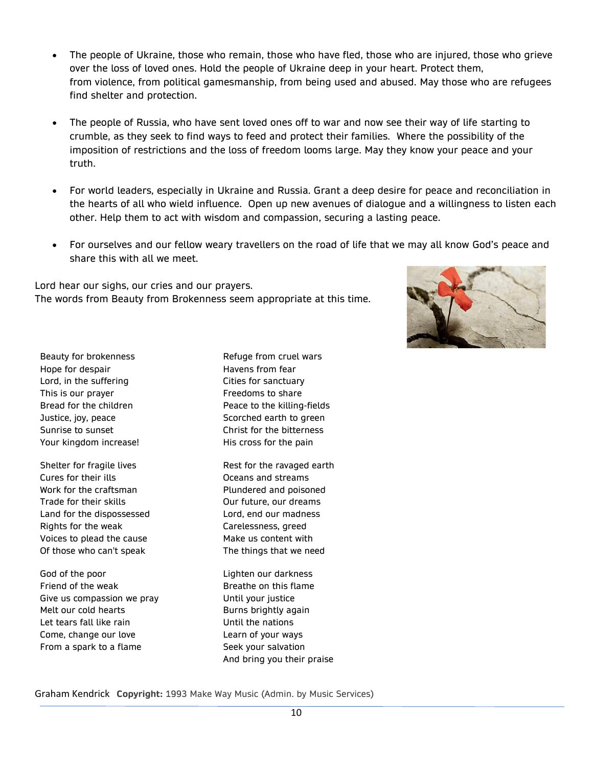- The people of Ukraine, those who remain, those who have fled, those who are injured, those who grieve over the loss of loved ones. Hold the people of Ukraine deep in your heart. Protect them, from violence, from political gamesmanship, from being used and abused. May those who are refugees find shelter and protection.

- The people of Russia, who have sent loved ones off to war and now see their way of life starting to crumble, as they seek to find ways to feed and protect their families. Where the possibility of the imposition of restrictions and the loss of freedom looms large. May they know your peace and your truth.

- For world leaders, especially in Ukraine and Russia. Grant a deep desire for peace and reconciliation in the hearts of all who wield influence. Open up new avenues of dialogue and a willingness to listen each other. Help them to act with wisdom and compassion, securing a lasting peace.

- For ourselves and our fellow weary travellers on the road of life that we may all know God's peace and share this with all we meet.

Lord hear our sighs, our cries and our prayers.
The words from Beauty from Brokenness seem appropriate at this time.

Beauty for brokenness
Hope for despair
Lord, in the suffering
This is our prayer
Bread for the children
Justice, joy, peace
Sunrise to sunset
Your kingdom increase!

Shelter for fragile lives
Cures for their ills
Work for the craftsman
Trade for their skills
Land for the dispossessed
Rights for the weak
Voices to plead the cause
Of those who can't speak

God of the poor
Friend of the weak
Give us compassion we pray
Melt our cold hearts
Let tears fall like rain
Come, change our love
From a spark to a flame

Refuge from cruel wars
Havens from fear
Cities for sanctuary
Freedoms to share
Peace to the killing-fields
Scorched earth to green
Christ for the bitterness
His cross for the pain

Rest for the ravaged earth
Oceans and streams
Plundered and poisoned
Our future, our dreams
Lord, end our madness
Carelessness, greed
Make us content with
The things that we need

Lighten our darkness
Breathe on this flame
Until your justice
Burns brightly again
Until the nations
Learn of your ways
Seek your salvation
And bring you their praise

Graham Kendrick **Copyright:** 1993 Make Way Music (Admin. by Music Services)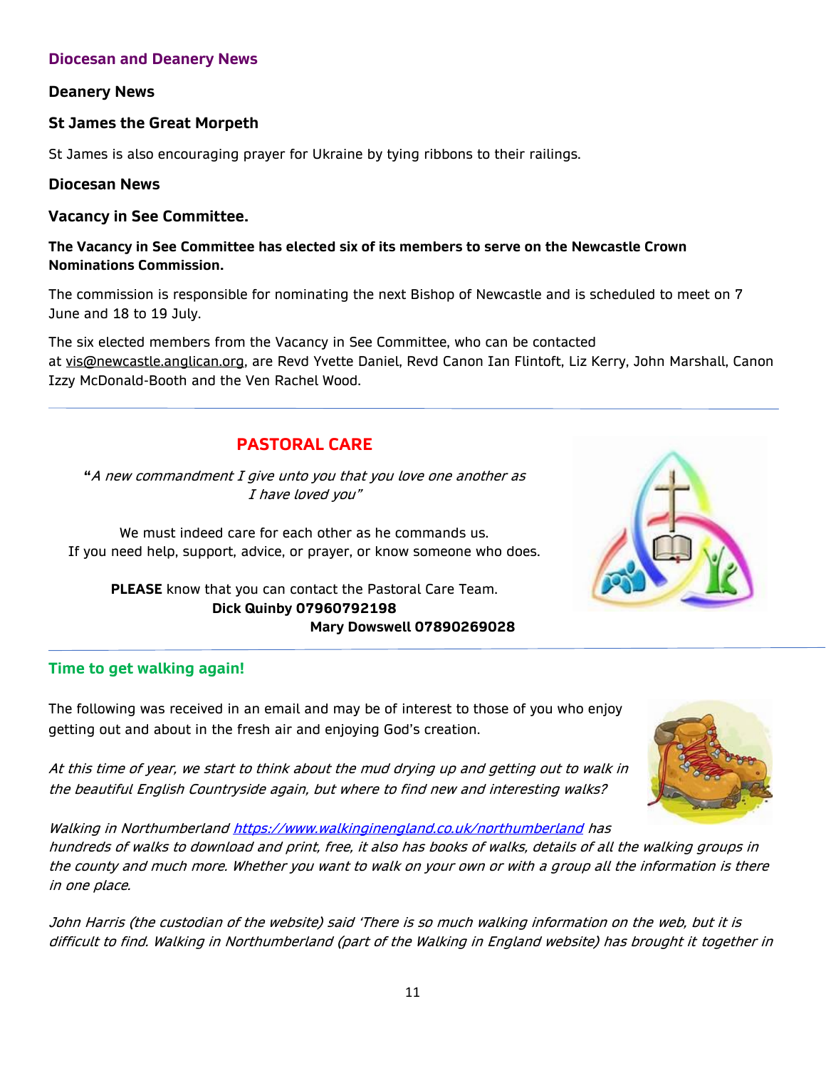## Diocesan and Deanery News

### Deanery News

### St James the Great Morpeth

St James is also encouraging prayer for Ukraine by tying ribbons to their railings.

### Diocesan News

### Vacancy in See Committee.

**The Vacancy in See Committee has elected six of its members to serve on the Newcastle Crown Nominations Commission.**

The commission is responsible for nominating the next Bishop of Newcastle and is scheduled to meet on 7 June and 18 to 19 July.

The six elected members from the Vacancy in See Committee, who can be contacted at vis@newcastle.anglican.org, are Revd Yvette Daniel, Revd Canon Ian Flintoft, Liz Kerry, John Marshall, Canon Izzy McDonald-Booth and the Ven Rachel Wood.

---

## PASTORAL CARE

**"***A new commandment I give unto you that you love one another as I have loved you"*

We must indeed care for each other as he commands us.
If you need help, support, advice, or prayer, or know someone who does.

**PLEASE** know that you can contact the Pastoral Care Team.
**Dick Quinby 07960792198**
**Mary Dowswell 07890269028**

---

## Time to get walking again!

The following was received in an email and may be of interest to those of you who enjoy getting out and about in the fresh air and enjoying God's creation.

*At this time of year, we start to think about the mud drying up and getting out to walk in the beautiful English Countryside again, but where to find new and interesting walks?*

*Walking in Northumberland https://www.walkinginengland.co.uk/northumberland has hundreds of walks to download and print, free, it also has books of walks, details of all the walking groups in the county and much more. Whether you want to walk on your own or with a group all the information is there in one place.*

*John Harris (the custodian of the website) said 'There is so much walking information on the web, but it is difficult to find. Walking in Northumberland (part of the Walking in England website) has brought it together in*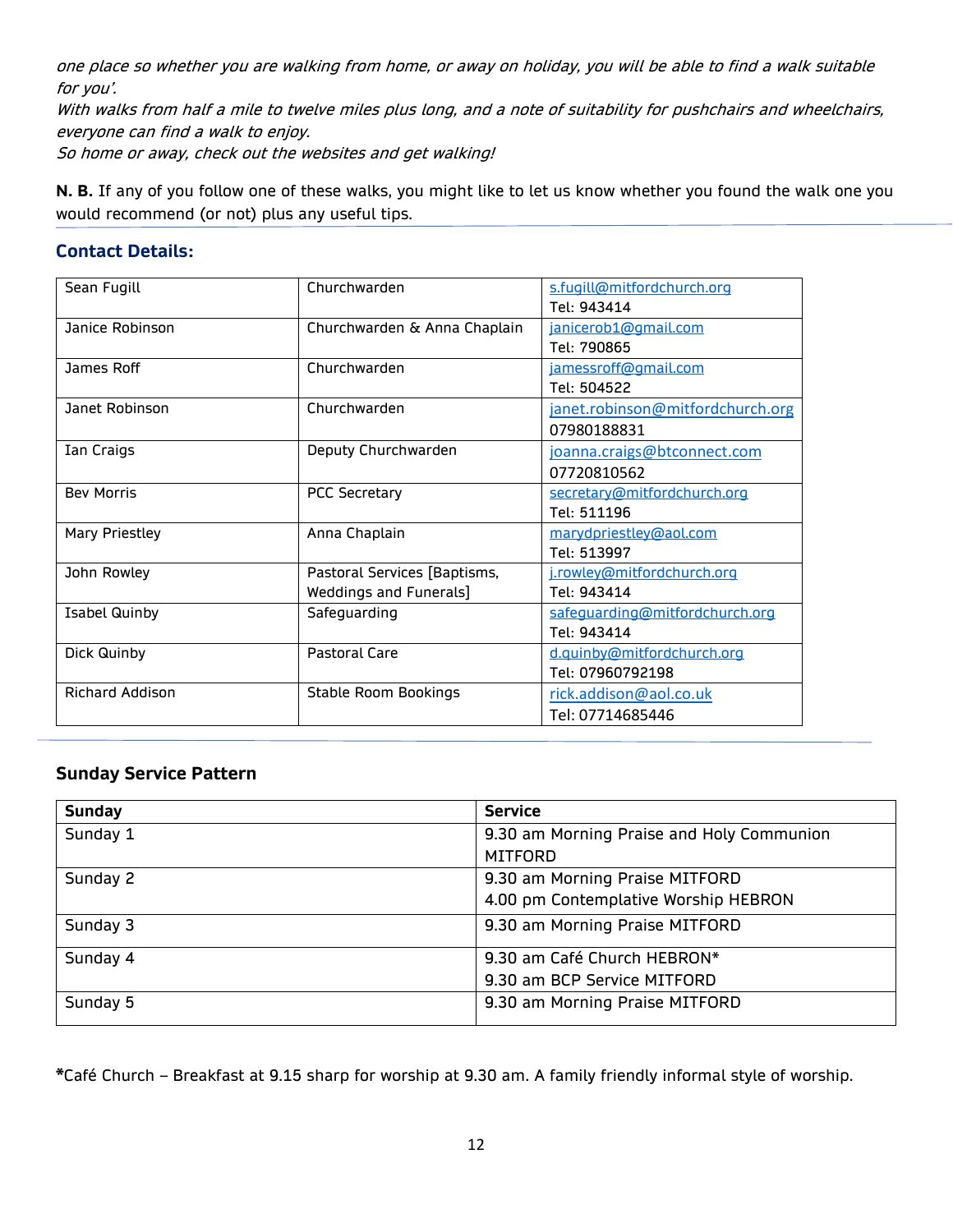*one place so whether you are walking from home, or away on holiday, you will be able to find a walk suitable for you'.*
*With walks from half a mile to twelve miles plus long, and a note of suitability for pushchairs and wheelchairs, everyone can find a walk to enjoy.*
*So home or away, check out the websites and get walking!*

**N. B.** If any of you follow one of these walks, you might like to let us know whether you found the walk one you would recommend (or not) plus any useful tips.

## Contact Details:

| | | |
|---|---|---|
| Sean Fugill | Churchwarden | s.fugill@mitfordchurch.org<br>Tel: 943414 |
| Janice Robinson | Churchwarden & Anna Chaplain | janicerob1@gmail.com<br>Tel: 790865 |
| James Roff | Churchwarden | jamessroff@gmail.com<br>Tel: 504522 |
| Janet Robinson | Churchwarden | janet.robinson@mitfordchurch.org<br>07980188831 |
| Ian Craigs | Deputy Churchwarden | joanna.craigs@btconnect.com<br>07720810562 |
| Bev Morris | PCC Secretary | secretary@mitfordchurch.org<br>Tel: 511196 |
| Mary Priestley | Anna Chaplain | marydpriestley@aol.com<br>Tel: 513997 |
| John Rowley | Pastoral Services [Baptisms, Weddings and Funerals] | j.rowley@mitfordchurch.org<br>Tel: 943414 |
| Isabel Quinby | Safeguarding | safeguarding@mitfordchurch.org<br>Tel: 943414 |
| Dick Quinby | Pastoral Care | d.quinby@mitfordchurch.org<br>Tel: 07960792198 |
| Richard Addison | Stable Room Bookings | rick.addison@aol.co.uk<br>Tel: 07714685446 |

## Sunday Service Pattern

| Sunday | Service |
|---|---|
| Sunday 1 | 9.30 am Morning Praise and Holy Communion MITFORD |
| Sunday 2 | 9.30 am Morning Praise MITFORD<br>4.00 pm Contemplative Worship HEBRON |
| Sunday 3 | 9.30 am Morning Praise MITFORD |
| Sunday 4 | 9.30 am Café Church HEBRON*<br>9.30 am BCP Service MITFORD |
| Sunday 5 | 9.30 am Morning Praise MITFORD |

***Café Church** – Breakfast at 9.15 sharp for worship at 9.30 am. A family friendly informal style of worship.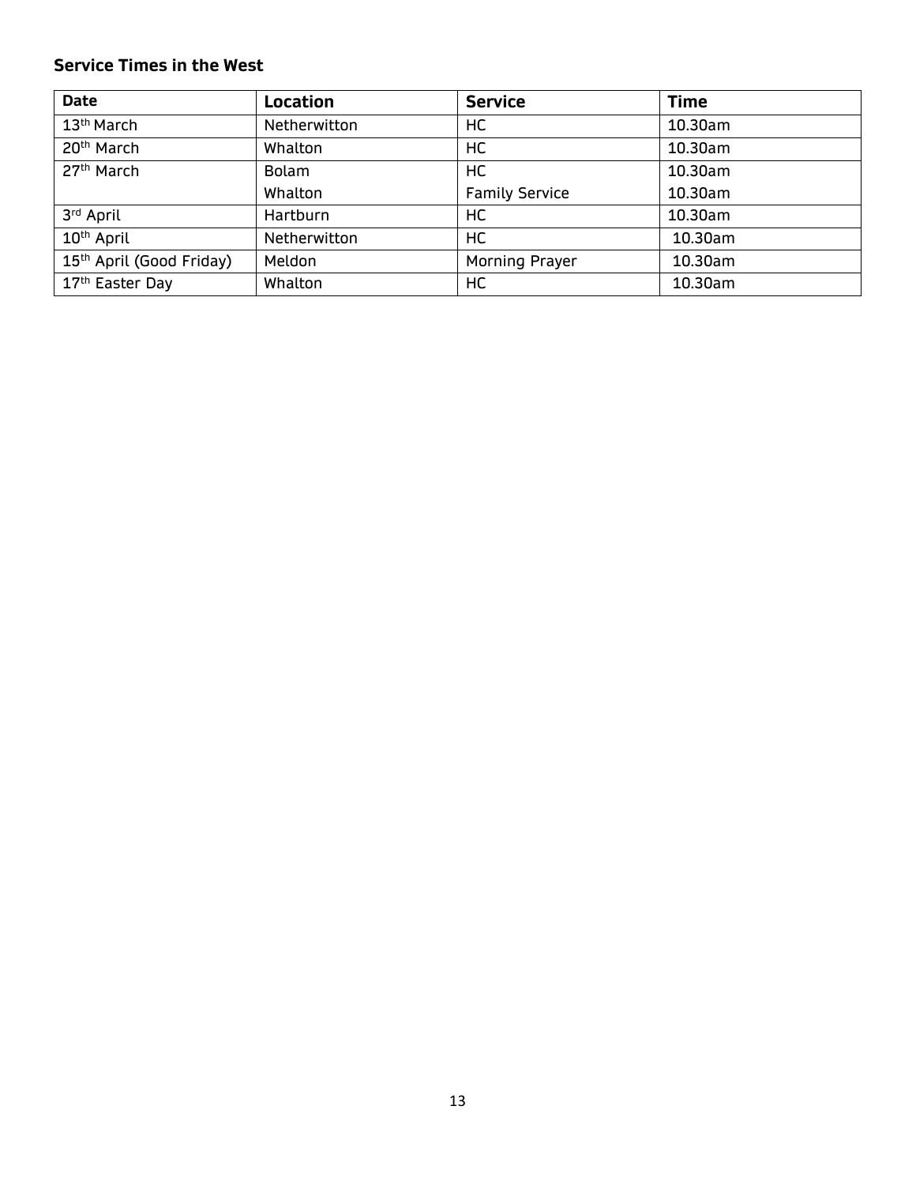**Service Times in the West**

| Date | Location | Service | Time |
|---|---|---|---|
| 13th March | Netherwitton | HC | 10.30am |
| 20th March | Whalton | HC | 10.30am |
| 27th March | Bolam | HC | 10.30am |
| | Whalton | Family Service | 10.30am |
| 3rd April | Hartburn | HC | 10.30am |
| 10th April | Netherwitton | HC | 10.30am |
| 15th April (Good Friday) | Meldon | Morning Prayer | 10.30am |
| 17th Easter Day | Whalton | HC | 10.30am |